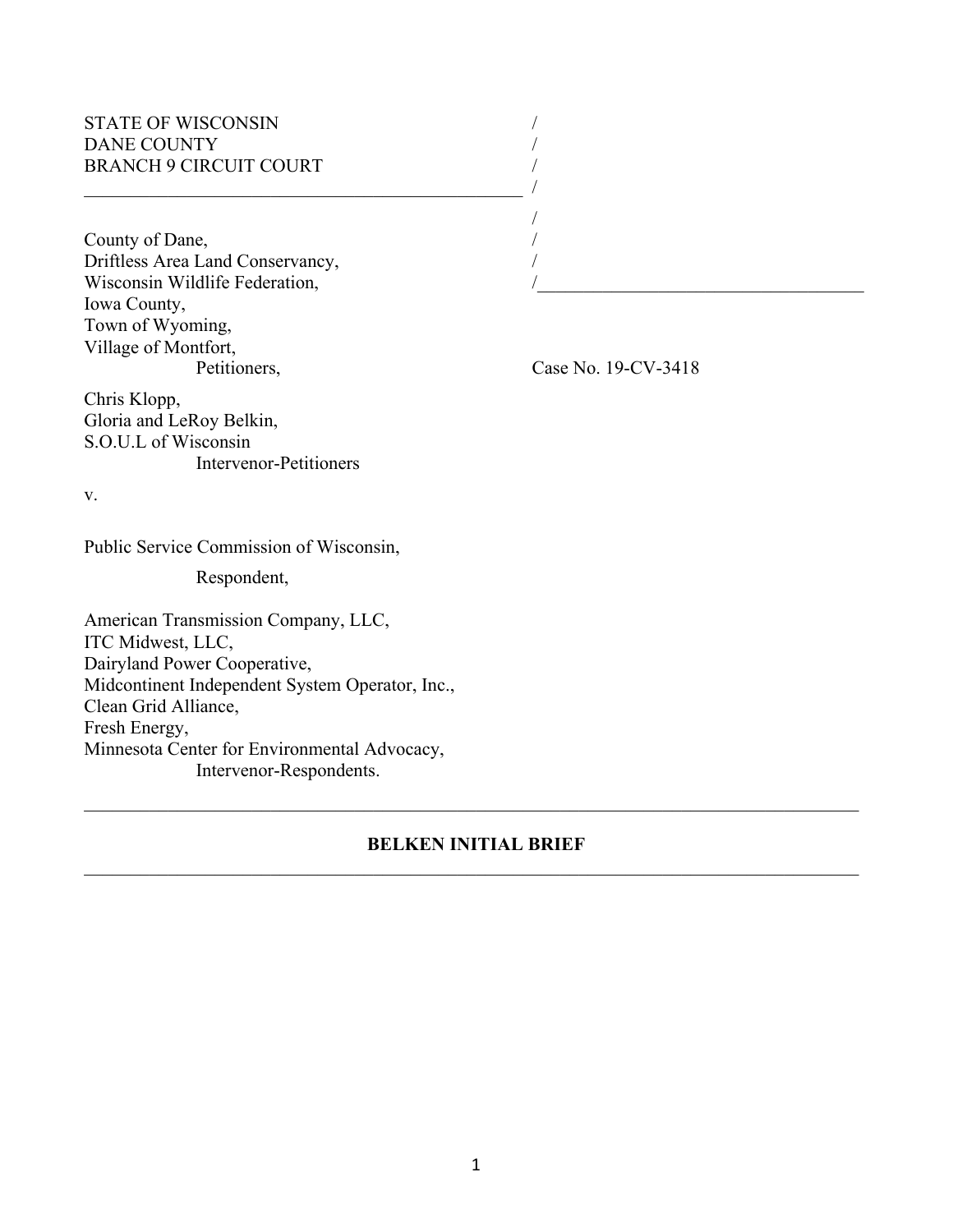STATE OF WISCONSIN
DANE COUNTY
BRANCH 9 CIRCUIT COURT

County of Dane,
Driftless Area Land Conservancy,
Wisconsin Wildlife Federation,
Iowa County,
Town of Wyoming,
Village of Montfort,
Petitioners,

Case No. 19-CV-3418

Chris Klopp,
Gloria and LeRoy Belkin,
S.O.U.L of Wisconsin
Intervenor-Petitioners

v.

Public Service Commission of Wisconsin,

Respondent,

American Transmission Company, LLC,
ITC Midwest, LLC,
Dairyland Power Cooperative,
Midcontinent Independent System Operator, Inc.,
Clean Grid Alliance,
Fresh Energy,
Minnesota Center for Environmental Advocacy,
Intervenor-Respondents.

---

**BELKEN INITIAL BRIEF**

---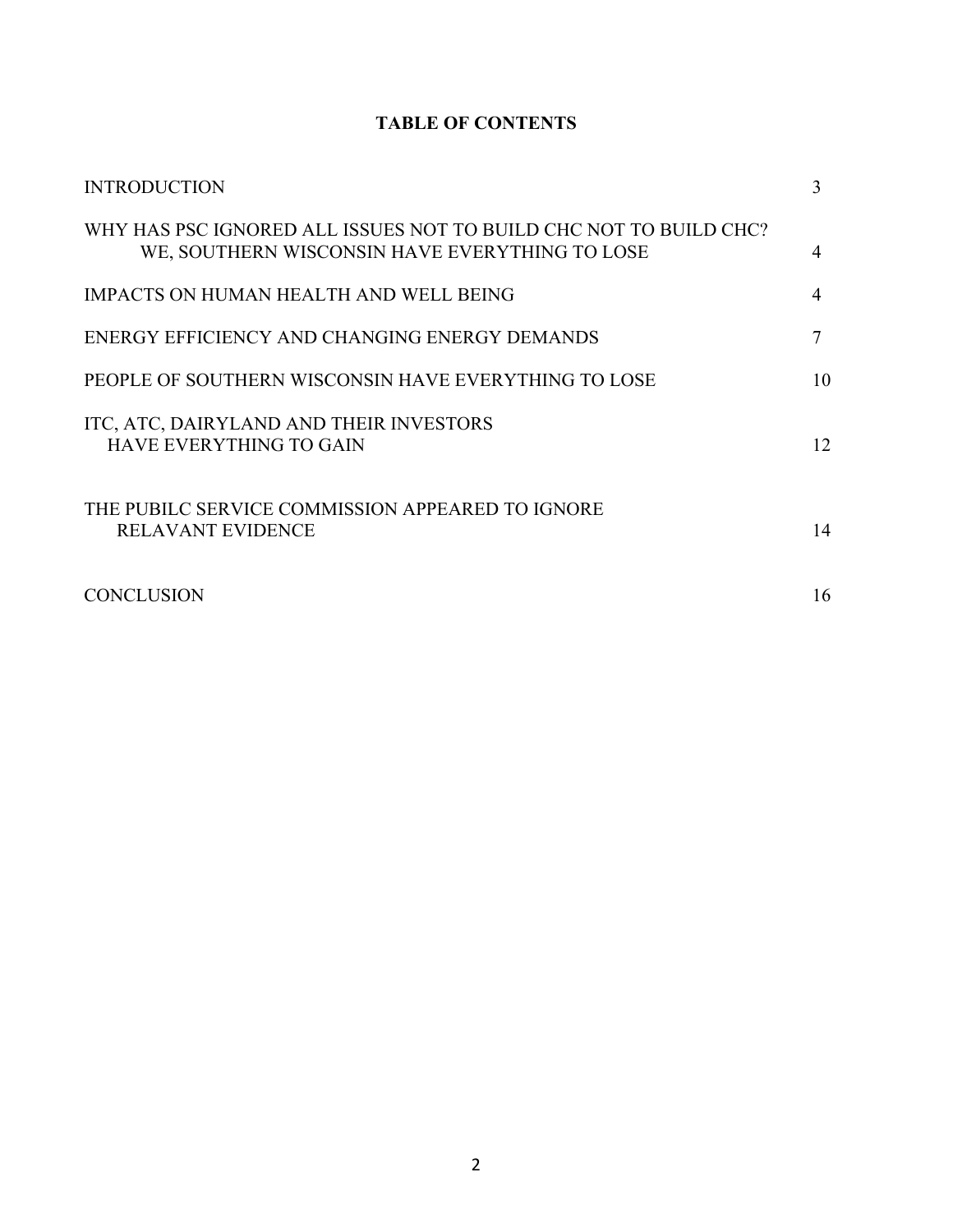**TABLE OF CONTENTS**

| | |
|---|---|
| INTRODUCTION | 3 |
| WHY HAS PSC IGNORED ALL ISSUES NOT TO BUILD CHC NOT TO BUILD CHC? WE, SOUTHERN WISCONSIN HAVE EVERYTHING TO LOSE | 4 |
| IMPACTS ON HUMAN HEALTH AND WELL BEING | 4 |
| ENERGY EFFICIENCY AND CHANGING ENERGY DEMANDS | 7 |
| PEOPLE OF SOUTHERN WISCONSIN HAVE EVERYTHING TO LOSE | 10 |
| ITC, ATC, DAIRYLAND AND THEIR INVESTORS HAVE EVERYTHING TO GAIN | 12 |
| THE PUBILC SERVICE COMMISSION APPEARED TO IGNORE RELAVANT EVIDENCE | 14 |
| CONCLUSION | 16 |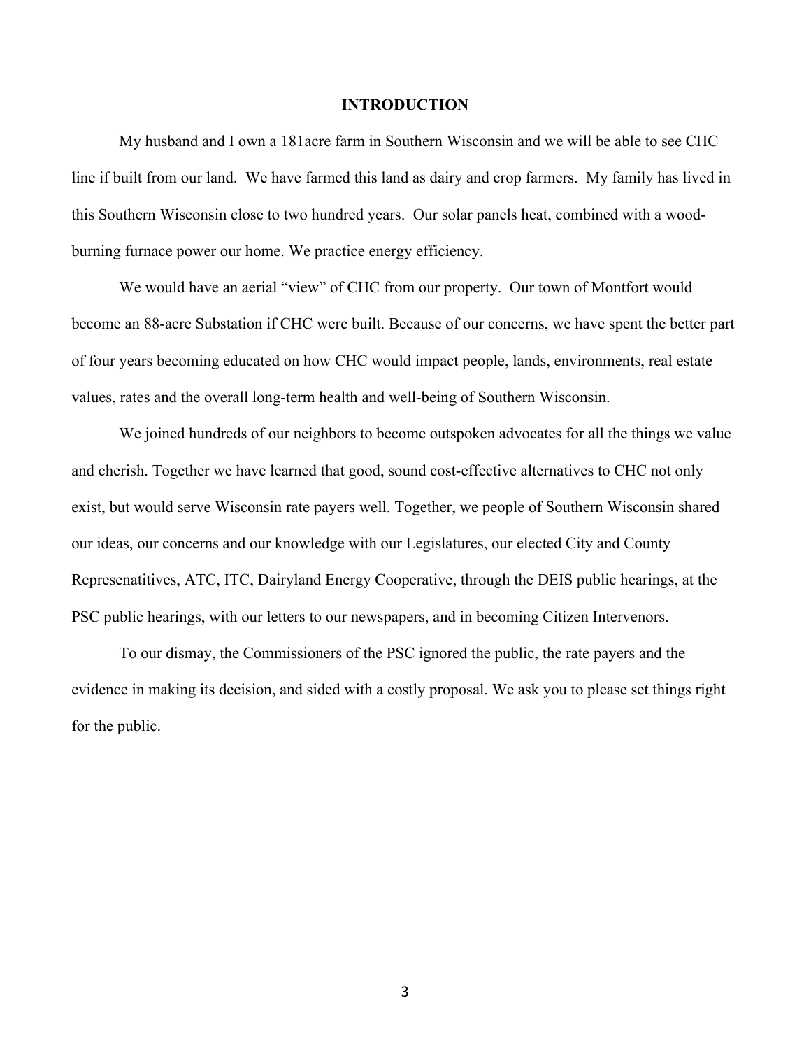## INTRODUCTION

My husband and I own a 181acre farm in Southern Wisconsin and we will be able to see CHC line if built from our land. We have farmed this land as dairy and crop farmers. My family has lived in this Southern Wisconsin close to two hundred years. Our solar panels heat, combined with a wood-burning furnace power our home. We practice energy efficiency.

We would have an aerial "view" of CHC from our property. Our town of Montfort would become an 88-acre Substation if CHC were built. Because of our concerns, we have spent the better part of four years becoming educated on how CHC would impact people, lands, environments, real estate values, rates and the overall long-term health and well-being of Southern Wisconsin.

We joined hundreds of our neighbors to become outspoken advocates for all the things we value and cherish. Together we have learned that good, sound cost-effective alternatives to CHC not only exist, but would serve Wisconsin rate payers well. Together, we people of Southern Wisconsin shared our ideas, our concerns and our knowledge with our Legislatures, our elected City and County Represenatitives, ATC, ITC, Dairyland Energy Cooperative, through the DEIS public hearings, at the PSC public hearings, with our letters to our newspapers, and in becoming Citizen Intervenors.

To our dismay, the Commissioners of the PSC ignored the public, the rate payers and the evidence in making its decision, and sided with a costly proposal. We ask you to please set things right for the public.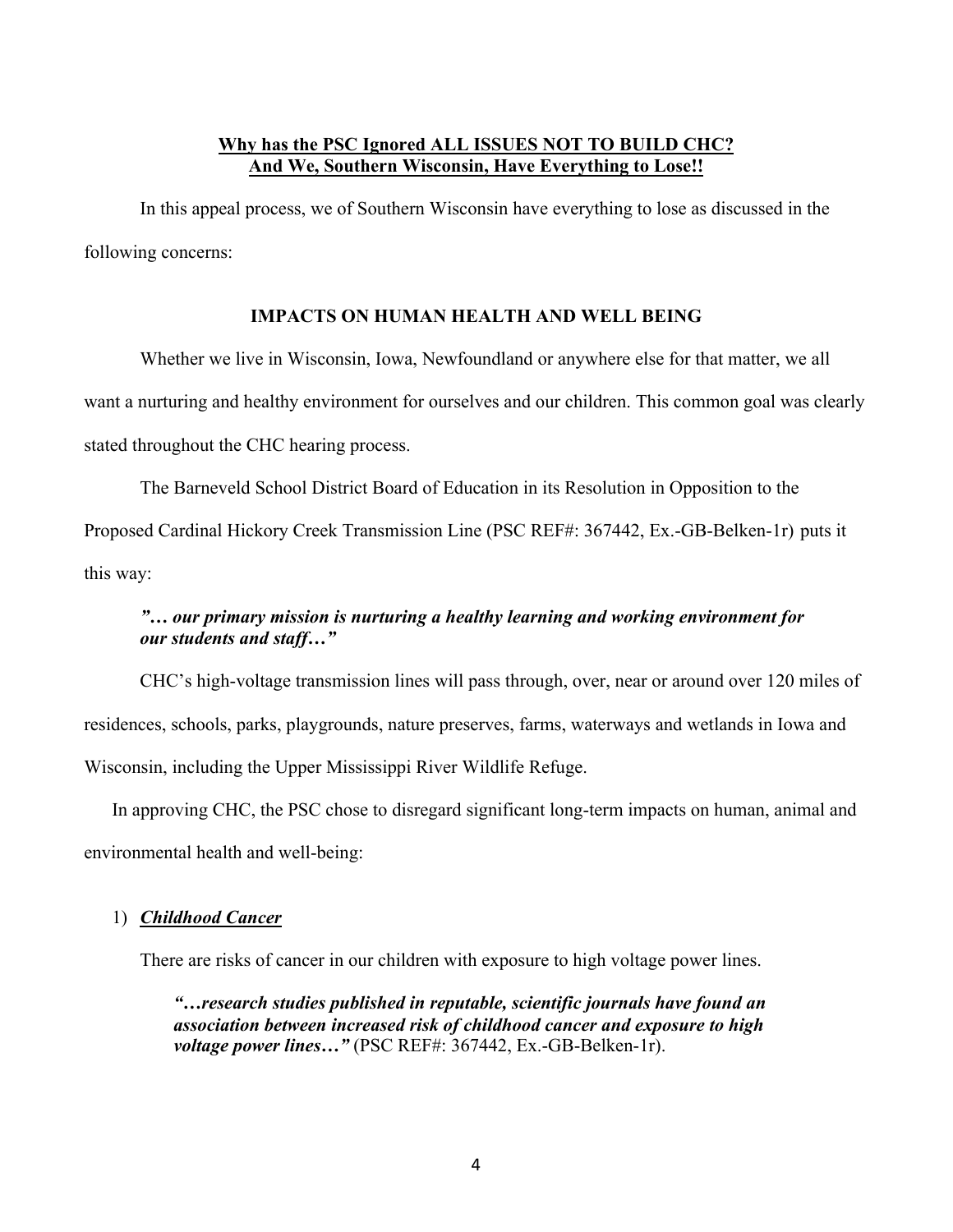**Why has the PSC Ignored ALL ISSUES NOT TO BUILD CHC?**
**And We, Southern Wisconsin, Have Everything to Lose!!**

In this appeal process, we of Southern Wisconsin have everything to lose as discussed in the following concerns:

**IMPACTS ON HUMAN HEALTH AND WELL BEING**

Whether we live in Wisconsin, Iowa, Newfoundland or anywhere else for that matter, we all want a nurturing and healthy environment for ourselves and our children. This common goal was clearly stated throughout the CHC hearing process.

The Barneveld School District Board of Education in its Resolution in Opposition to the Proposed Cardinal Hickory Creek Transmission Line (PSC REF#: 367442, Ex.-GB-Belken-1r) puts it this way:

> ***"… our primary mission is nurturing a healthy learning and working environment for our students and staff…"***

CHC's high-voltage transmission lines will pass through, over, near or around over 120 miles of residences, schools, parks, playgrounds, nature preserves, farms, waterways and wetlands in Iowa and Wisconsin, including the Upper Mississippi River Wildlife Refuge.

In approving CHC, the PSC chose to disregard significant long-term impacts on human, animal and environmental health and well-being:

1) ***Childhood Cancer***

There are risks of cancer in our children with exposure to high voltage power lines.

> ***"…research studies published in reputable, scientific journals have found an association between increased risk of childhood cancer and exposure to high voltage power lines…"*** (PSC REF#: 367442, Ex.-GB-Belken-1r).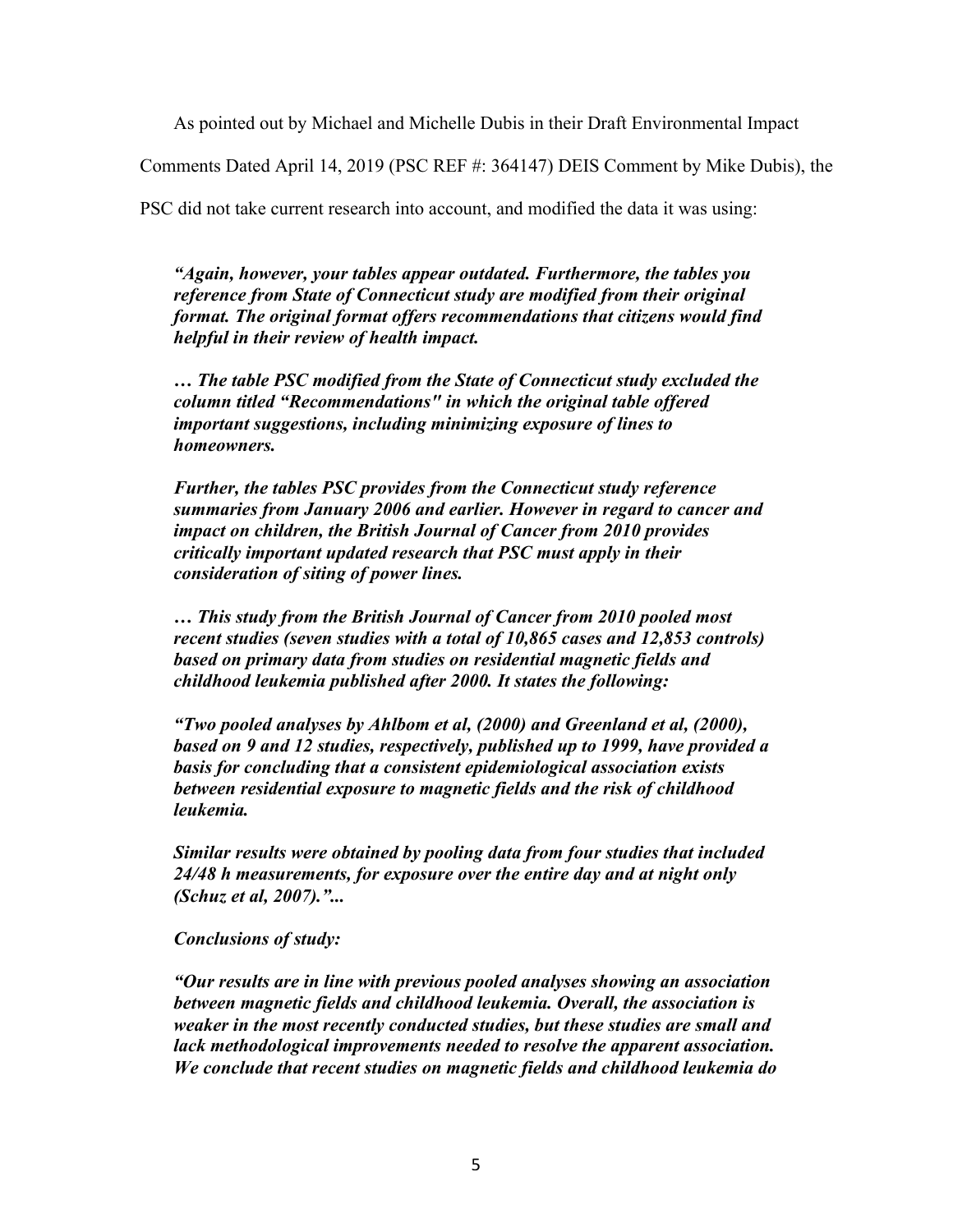As pointed out by Michael and Michelle Dubis in their Draft Environmental Impact Comments Dated April 14, 2019 (PSC REF #: 364147) DEIS Comment by Mike Dubis), the PSC did not take current research into account, and modified the data it was using:

> ***"Again, however, your tables appear outdated. Furthermore, the tables you reference from State of Connecticut study are modified from their original format. The original format offers recommendations that citizens would find helpful in their review of health impact.***
>
> ***… The table PSC modified from the State of Connecticut study excluded the column titled "Recommendations" in which the original table offered important suggestions, including minimizing exposure of lines to homeowners.***
>
> ***Further, the tables PSC provides from the Connecticut study reference summaries from January 2006 and earlier. However in regard to cancer and impact on children, the British Journal of Cancer from 2010 provides critically important updated research that PSC must apply in their consideration of siting of power lines.***
>
> ***… This study from the British Journal of Cancer from 2010 pooled most recent studies (seven studies with a total of 10,865 cases and 12,853 controls) based on primary data from studies on residential magnetic fields and childhood leukemia published after 2000. It states the following:***
>
> ***"Two pooled analyses by Ahlbom et al, (2000) and Greenland et al, (2000), based on 9 and 12 studies, respectively, published up to 1999, have provided a basis for concluding that a consistent epidemiological association exists between residential exposure to magnetic fields and the risk of childhood leukemia.***
>
> ***Similar results were obtained by pooling data from four studies that included 24/48 h measurements, for exposure over the entire day and at night only (Schuz et al, 2007)."...***
>
> ***Conclusions of study:***
>
> ***"Our results are in line with previous pooled analyses showing an association between magnetic fields and childhood leukemia. Overall, the association is weaker in the most recently conducted studies, but these studies are small and lack methodological improvements needed to resolve the apparent association. We conclude that recent studies on magnetic fields and childhood leukemia do***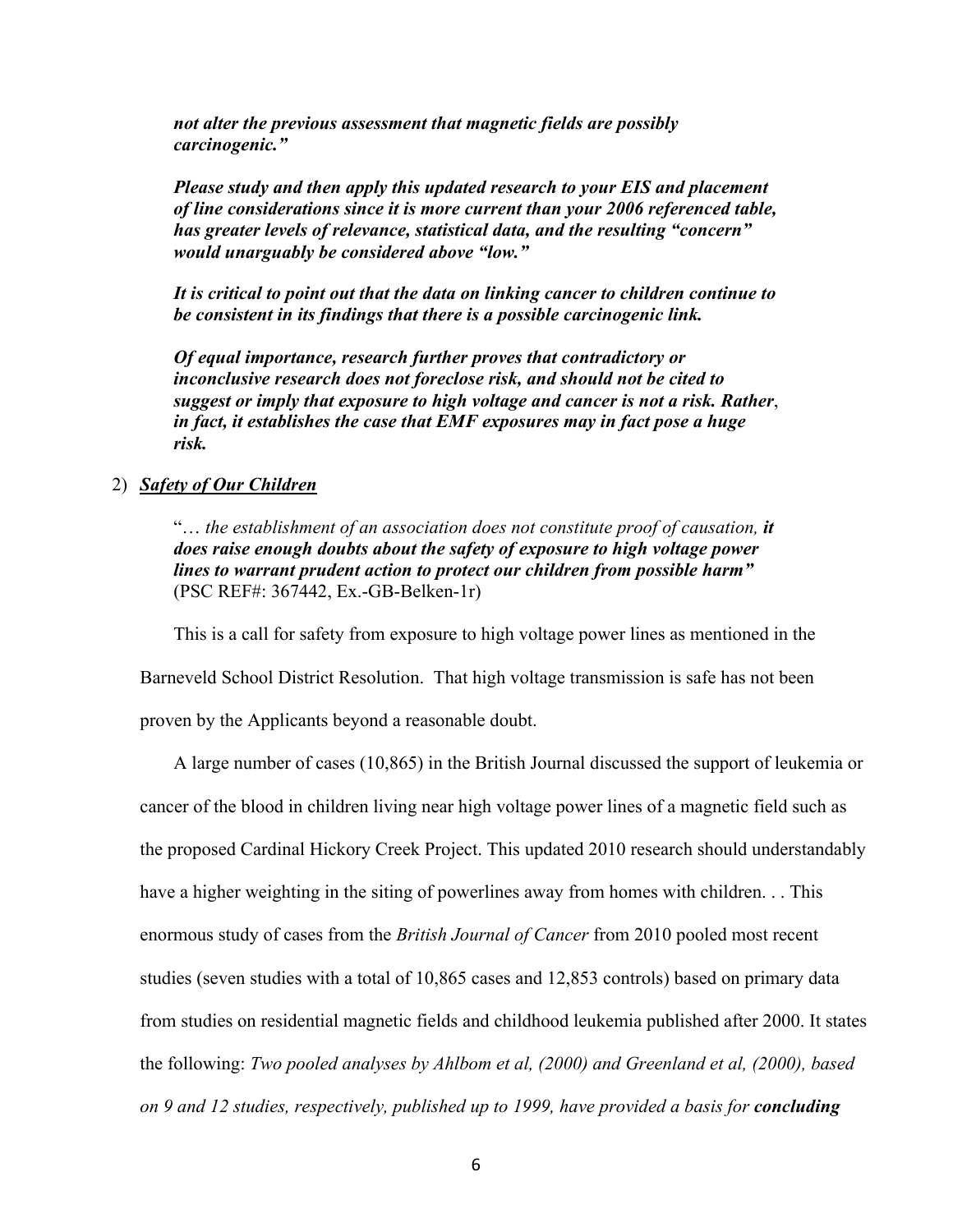***not alter the previous assessment that magnetic fields are possibly carcinogenic."***

***Please study and then apply this updated research to your EIS and placement of line considerations since it is more current than your 2006 referenced table, has greater levels of relevance, statistical data, and the resulting "concern" would unarguably be considered above "low."***

***It is critical to point out that the data on linking cancer to children continue to be consistent in its findings that there is a possible carcinogenic link.***

***Of equal importance, research further proves that contradictory or inconclusive research does not foreclose risk, and should not be cited to suggest or imply that exposure to high voltage and cancer is not a risk. Rather*, *in fact, it establishes the case that EMF exposures may in fact pose a huge risk.***

2) ***Safety of Our Children***

"… *the establishment of an association does not constitute proof of causation,* ***it does raise enough doubts about the safety of exposure to high voltage power lines to warrant prudent action to protect our children from possible harm"*** (PSC REF#: 367442, Ex.-GB-Belken-1r)

This is a call for safety from exposure to high voltage power lines as mentioned in the Barneveld School District Resolution. That high voltage transmission is safe has not been proven by the Applicants beyond a reasonable doubt.

A large number of cases (10,865) in the British Journal discussed the support of leukemia or cancer of the blood in children living near high voltage power lines of a magnetic field such as the proposed Cardinal Hickory Creek Project. This updated 2010 research should understandably have a higher weighting in the siting of powerlines away from homes with children. . . This enormous study of cases from the *British Journal of Cancer* from 2010 pooled most recent studies (seven studies with a total of 10,865 cases and 12,853 controls) based on primary data from studies on residential magnetic fields and childhood leukemia published after 2000. It states the following: *Two pooled analyses by Ahlbom et al, (2000) and Greenland et al, (2000), based on 9 and 12 studies, respectively, published up to 1999, have provided a basis for* ***concluding***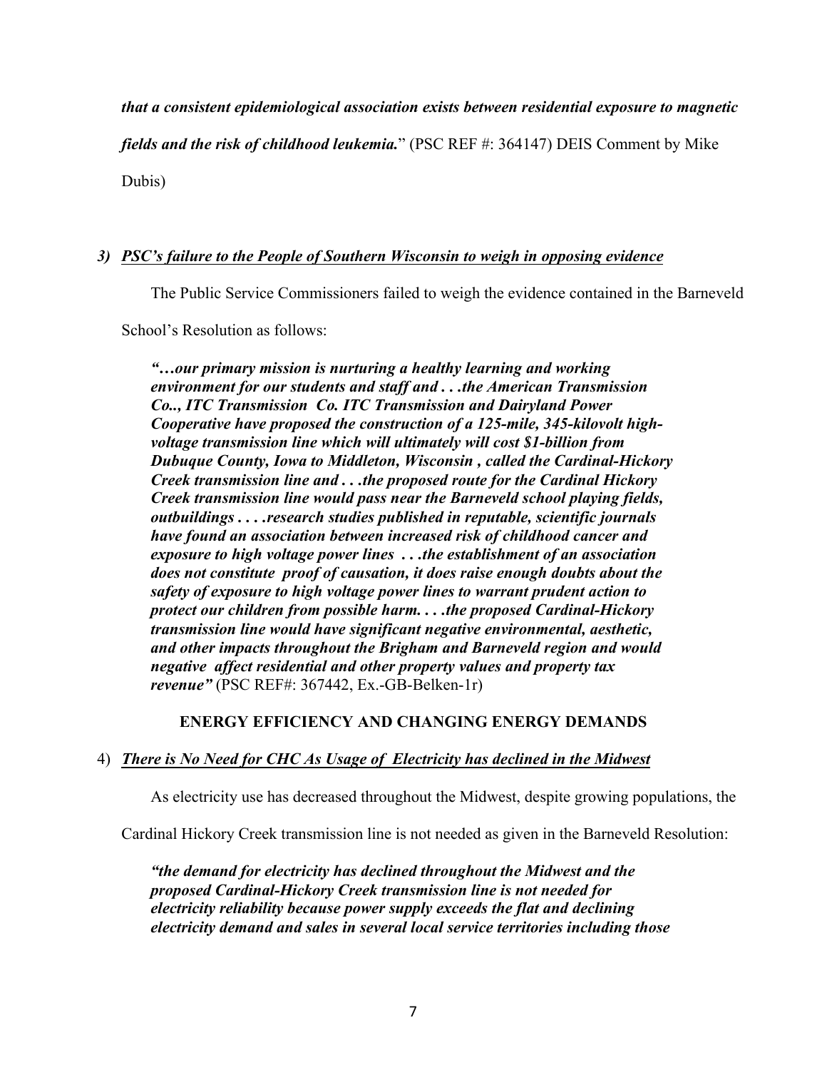***that a consistent epidemiological association exists between residential exposure to magnetic fields and the risk of childhood leukemia.***" (PSC REF #: 364147) DEIS Comment by Mike Dubis)

### *3) PSC's failure to the People of Southern Wisconsin to weigh in opposing evidence*

The Public Service Commissioners failed to weigh the evidence contained in the Barneveld School's Resolution as follows:

> ***"…our primary mission is nurturing a healthy learning and working environment for our students and staff and . . .the American Transmission Co.., ITC Transmission Co. ITC Transmission and Dairyland Power Cooperative have proposed the construction of a 125-mile, 345-kilovolt high-voltage transmission line which will ultimately will cost $1-billion from Dubuque County, Iowa to Middleton, Wisconsin , called the Cardinal-Hickory Creek transmission line and . . .the proposed route for the Cardinal Hickory Creek transmission line would pass near the Barneveld school playing fields, outbuildings . . . .research studies published in reputable, scientific journals have found an association between increased risk of childhood cancer and exposure to high voltage power lines . . .the establishment of an association does not constitute proof of causation, it does raise enough doubts about the safety of exposure to high voltage power lines to warrant prudent action to protect our children from possible harm. . . .the proposed Cardinal-Hickory transmission line would have significant negative environmental, aesthetic, and other impacts throughout the Brigham and Barneveld region and would negative affect residential and other property values and property tax revenue"*** (PSC REF#: 367442, Ex.-GB-Belken-1r)

## ENERGY EFFICIENCY AND CHANGING ENERGY DEMANDS

### 4) *There is No Need for CHC As Usage of Electricity has declined in the Midwest*

As electricity use has decreased throughout the Midwest, despite growing populations, the Cardinal Hickory Creek transmission line is not needed as given in the Barneveld Resolution:

> ***"the demand for electricity has declined throughout the Midwest and the proposed Cardinal-Hickory Creek transmission line is not needed for electricity reliability because power supply exceeds the flat and declining electricity demand and sales in several local service territories including those***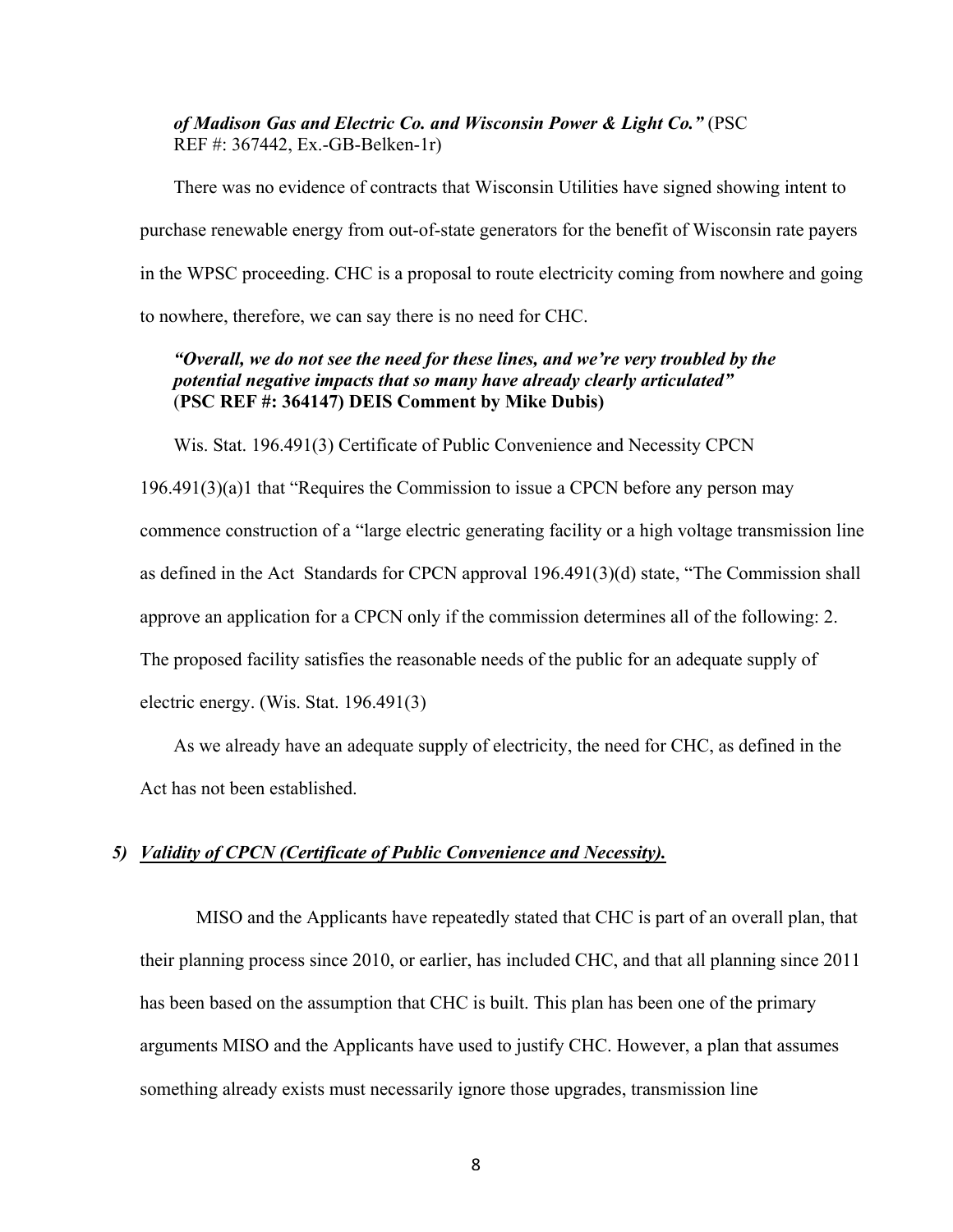*of Madison Gas and Electric Co. and Wisconsin Power & Light Co."* (PSC REF #: 367442, Ex.-GB-Belken-1r)

There was no evidence of contracts that Wisconsin Utilities have signed showing intent to purchase renewable energy from out-of-state generators for the benefit of Wisconsin rate payers in the WPSC proceeding. CHC is a proposal to route electricity coming from nowhere and going to nowhere, therefore, we can say there is no need for CHC.

> ***"Overall, we do not see the need for these lines, and we're very troubled by the potential negative impacts that so many have already clearly articulated"*** **(PSC REF #: 364147) DEIS Comment by Mike Dubis)**

Wis. Stat. 196.491(3) Certificate of Public Convenience and Necessity CPCN 196.491(3)(a)1 that "Requires the Commission to issue a CPCN before any person may commence construction of a "large electric generating facility or a high voltage transmission line as defined in the Act  Standards for CPCN approval 196.491(3)(d) state, "The Commission shall approve an application for a CPCN only if the commission determines all of the following: 2. The proposed facility satisfies the reasonable needs of the public for an adequate supply of electric energy. (Wis. Stat. 196.491(3)

As we already have an adequate supply of electricity, the need for CHC, as defined in the Act has not been established.

### *5) Validity of CPCN (Certificate of Public Convenience and Necessity).*

MISO and the Applicants have repeatedly stated that CHC is part of an overall plan, that their planning process since 2010, or earlier, has included CHC, and that all planning since 2011 has been based on the assumption that CHC is built. This plan has been one of the primary arguments MISO and the Applicants have used to justify CHC. However, a plan that assumes something already exists must necessarily ignore those upgrades, transmission line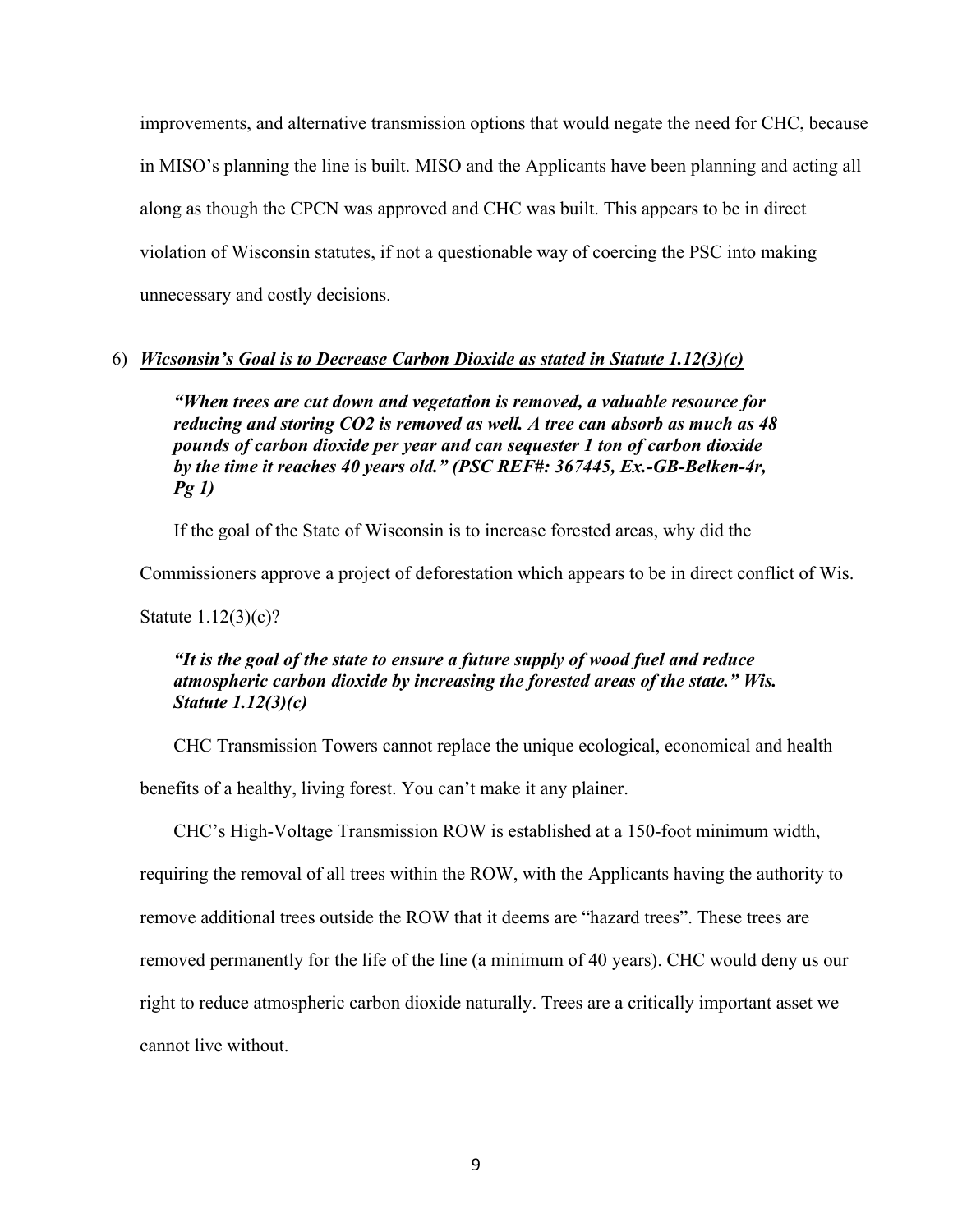improvements, and alternative transmission options that would negate the need for CHC, because in MISO's planning the line is built. MISO and the Applicants have been planning and acting all along as though the CPCN was approved and CHC was built. This appears to be in direct violation of Wisconsin statutes, if not a questionable way of coercing the PSC into making unnecessary and costly decisions.

6) ***<u>Wicsonsin's Goal is to Decrease Carbon Dioxide as stated in Statute 1.12(3)(c)</u>***

> ***"When trees are cut down and vegetation is removed, a valuable resource for reducing and storing $CO_2$ is removed as well. A tree can absorb as much as 48 pounds of carbon dioxide per year and can sequester 1 ton of carbon dioxide by the time it reaches 40 years old." (PSC REF#: 367445, Ex.-GB-Belken-4r, Pg 1)***

If the goal of the State of Wisconsin is to increase forested areas, why did the Commissioners approve a project of deforestation which appears to be in direct conflict of Wis. Statute 1.12(3)(c)?

> ***"It is the goal of the state to ensure a future supply of wood fuel and reduce atmospheric carbon dioxide by increasing the forested areas of the state." Wis. Statute 1.12(3)(c)***

CHC Transmission Towers cannot replace the unique ecological, economical and health benefits of a healthy, living forest. You can't make it any plainer.

CHC's High-Voltage Transmission ROW is established at a 150-foot minimum width, requiring the removal of all trees within the ROW, with the Applicants having the authority to remove additional trees outside the ROW that it deems are "hazard trees". These trees are removed permanently for the life of the line (a minimum of 40 years). CHC would deny us our right to reduce atmospheric carbon dioxide naturally. Trees are a critically important asset we cannot live without.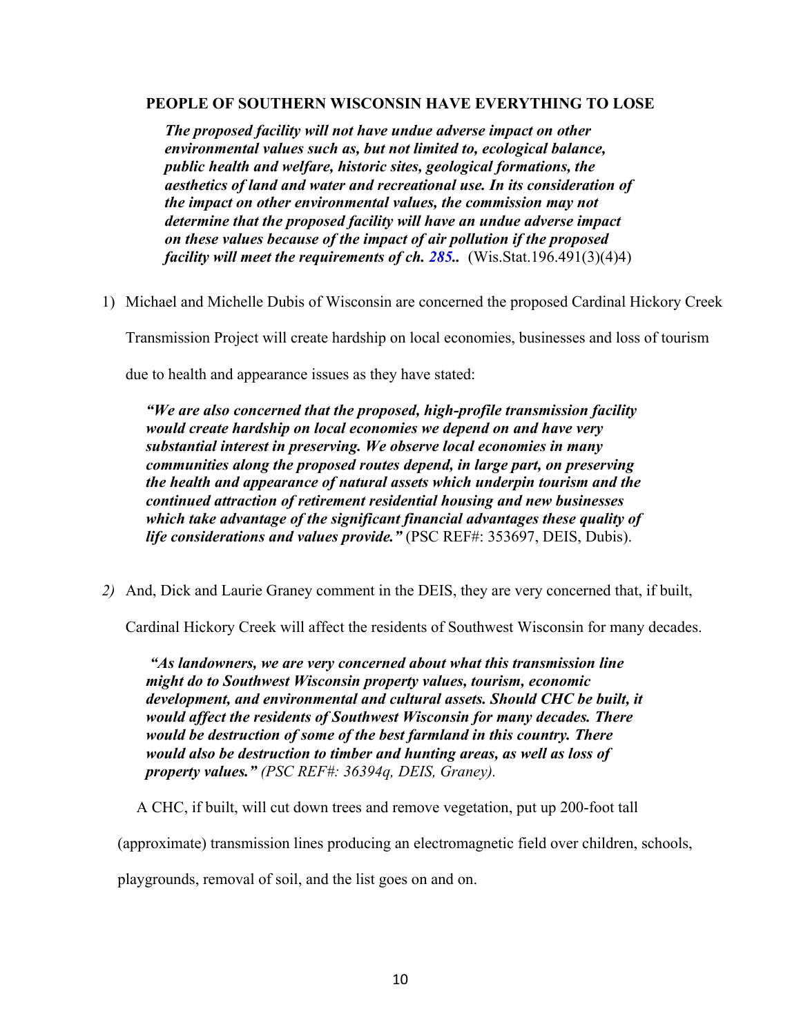**PEOPLE OF SOUTHERN WISCONSIN HAVE EVERYTHING TO LOSE**

> ***The proposed facility will not have undue adverse impact on other environmental values such as, but not limited to, ecological balance, public health and welfare, historic sites, geological formations, the aesthetics of land and water and recreational use. In its consideration of the impact on other environmental values, the commission may not determine that the proposed facility will have an undue adverse impact on these values because of the impact of air pollution if the proposed facility will meet the requirements of ch. 285..*** (Wis.Stat.196.491(3)(4)4)

1) Michael and Michelle Dubis of Wisconsin are concerned the proposed Cardinal Hickory Creek Transmission Project will create hardship on local economies, businesses and loss of tourism due to health and appearance issues as they have stated:

> ***"We are also concerned that the proposed, high-profile transmission facility would create hardship on local economies we depend on and have very substantial interest in preserving. We observe local economies in many communities along the proposed routes depend, in large part, on preserving the health and appearance of natural assets which underpin tourism and the continued attraction of retirement residential housing and new businesses which take advantage of the significant financial advantages these quality of life considerations and values provide."*** (PSC REF#: 353697, DEIS, Dubis).

*2)* And, Dick and Laurie Graney comment in the DEIS, they are very concerned that, if built, Cardinal Hickory Creek will affect the residents of Southwest Wisconsin for many decades.

> ***"As landowners, we are very concerned about what this transmission line might do to Southwest Wisconsin property values, tourism, economic development, and environmental and cultural assets. Should CHC be built, it would affect the residents of Southwest Wisconsin for many decades. There would be destruction of some of the best farmland in this country. There would also be destruction to timber and hunting areas, as well as loss of property values."*** *(PSC REF#: 36394q, DEIS, Graney).*

A CHC, if built, will cut down trees and remove vegetation, put up 200-foot tall (approximate) transmission lines producing an electromagnetic field over children, schools, playgrounds, removal of soil, and the list goes on and on.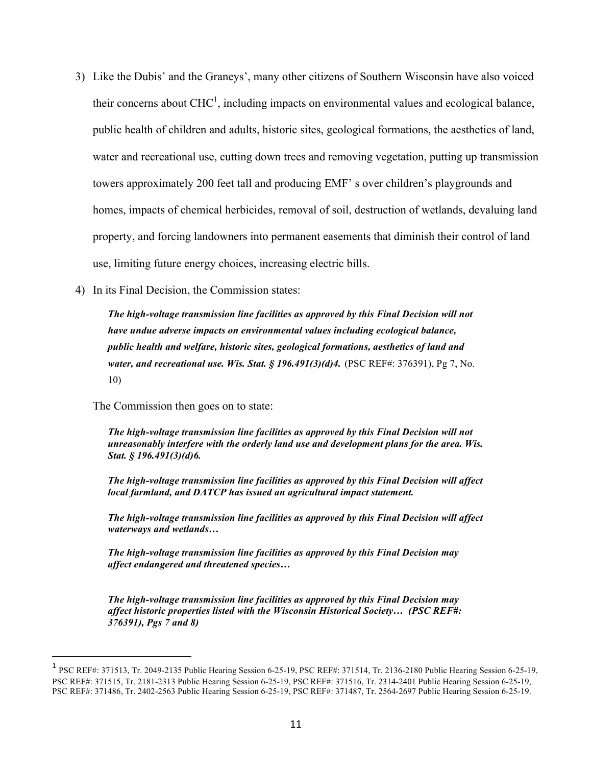3) Like the Dubis' and the Graneys', many other citizens of Southern Wisconsin have also voiced their concerns about CHC[1], including impacts on environmental values and ecological balance, public health of children and adults, historic sites, geological formations, the aesthetics of land, water and recreational use, cutting down trees and removing vegetation, putting up transmission towers approximately 200 feet tall and producing EMF' s over children's playgrounds and homes, impacts of chemical herbicides, removal of soil, destruction of wetlands, devaluing land property, and forcing landowners into permanent easements that diminish their control of land use, limiting future energy choices, increasing electric bills.

4) In its Final Decision, the Commission states:

> ***The high-voltage transmission line facilities as approved by this Final Decision will not have undue adverse impacts on environmental values including ecological balance, public health and welfare, historic sites, geological formations, aesthetics of land and water, and recreational use. Wis. Stat. § 196.491(3)(d)4.*** (PSC REF#: 376391), Pg 7, No. 10)

The Commission then goes on to state:

> ***The high-voltage transmission line facilities as approved by this Final Decision will not unreasonably interfere with the orderly land use and development plans for the area. Wis. Stat. § 196.491(3)(d)6.***
>
> ***The high-voltage transmission line facilities as approved by this Final Decision will affect local farmland, and DATCP has issued an agricultural impact statement.***
>
> ***The high-voltage transmission line facilities as approved by this Final Decision will affect waterways and wetlands…***
>
> ***The high-voltage transmission line facilities as approved by this Final Decision may affect endangered and threatened species…***
>
> ***The high-voltage transmission line facilities as approved by this Final Decision may affect historic properties listed with the Wisconsin Historical Society… (PSC REF#: 376391), Pgs 7 and 8)***

---

[1] PSC REF#: 371513, Tr. 2049-2135 Public Hearing Session 6-25-19, PSC REF#: 371514, Tr. 2136-2180 Public Hearing Session 6-25-19, PSC REF#: 371515, Tr. 2181-2313 Public Hearing Session 6-25-19, PSC REF#: 371516, Tr. 2314-2401 Public Hearing Session 6-25-19, PSC REF#: 371486, Tr. 2402-2563 Public Hearing Session 6-25-19, PSC REF#: 371487, Tr. 2564-2697 Public Hearing Session 6-25-19.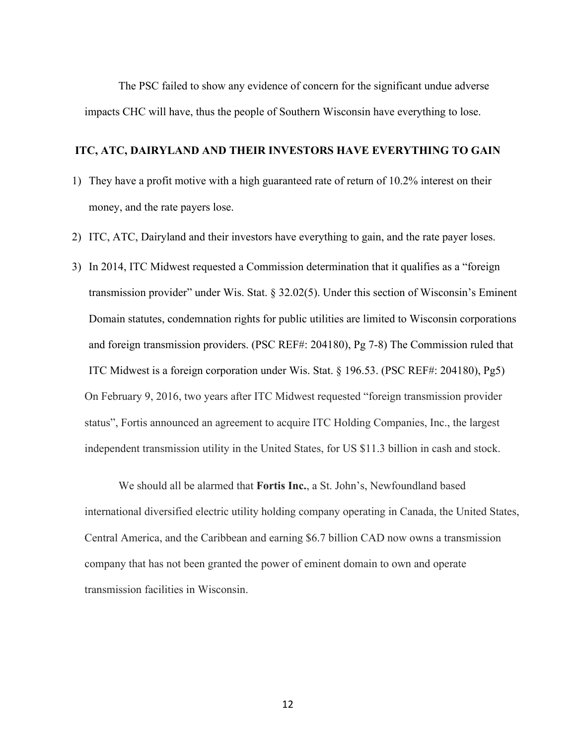The PSC failed to show any evidence of concern for the significant undue adverse impacts CHC will have, thus the people of Southern Wisconsin have everything to lose.

## ITC, ATC, DAIRYLAND AND THEIR INVESTORS HAVE EVERYTHING TO GAIN

1) They have a profit motive with a high guaranteed rate of return of 10.2% interest on their money, and the rate payers lose.
2) ITC, ATC, Dairyland and their investors have everything to gain, and the rate payer loses.
3) In 2014, ITC Midwest requested a Commission determination that it qualifies as a "foreign transmission provider" under Wis. Stat. § 32.02(5). Under this section of Wisconsin's Eminent Domain statutes, condemnation rights for public utilities are limited to Wisconsin corporations and foreign transmission providers. (PSC REF#: 204180), Pg 7-8) The Commission ruled that ITC Midwest is a foreign corporation under Wis. Stat. § 196.53. (PSC REF#: 204180), Pg5) On February 9, 2016, two years after ITC Midwest requested "foreign transmission provider status", Fortis announced an agreement to acquire ITC Holding Companies, Inc., the largest independent transmission utility in the United States, for US $11.3 billion in cash and stock.

We should all be alarmed that **Fortis Inc.**, a St. John's, Newfoundland based international diversified electric utility holding company operating in Canada, the United States, Central America, and the Caribbean and earning $6.7 billion CAD now owns a transmission company that has not been granted the power of eminent domain to own and operate transmission facilities in Wisconsin.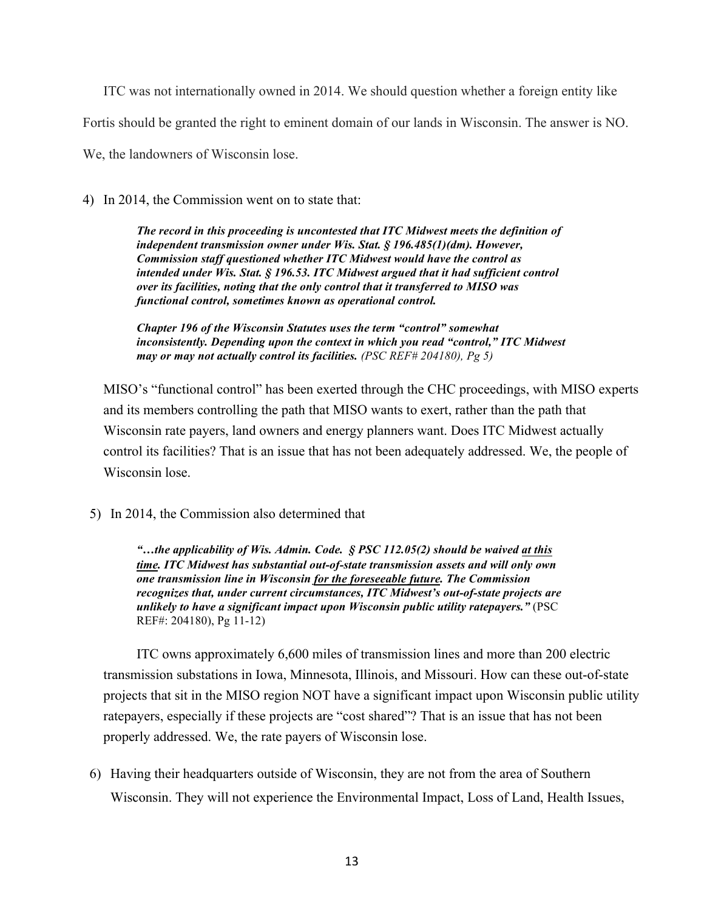ITC was not internationally owned in 2014. We should question whether a foreign entity like Fortis should be granted the right to eminent domain of our lands in Wisconsin. The answer is NO. We, the landowners of Wisconsin lose.

4) In 2014, the Commission went on to state that:

> ***The record in this proceeding is uncontested that ITC Midwest meets the definition of independent transmission owner under Wis. Stat. § 196.485(1)(dm). However, Commission staff questioned whether ITC Midwest would have the control as intended under Wis. Stat. § 196.53. ITC Midwest argued that it had sufficient control over its facilities, noting that the only control that it transferred to MISO was functional control, sometimes known as operational control.***
>
> ***Chapter 196 of the Wisconsin Statutes uses the term "control" somewhat inconsistently. Depending upon the context in which you read "control," ITC Midwest may or may not actually control its facilities.*** *(PSC REF# 204180), Pg 5)*

MISO's "functional control" has been exerted through the CHC proceedings, with MISO experts and its members controlling the path that MISO wants to exert, rather than the path that Wisconsin rate payers, land owners and energy planners want. Does ITC Midwest actually control its facilities? That is an issue that has not been adequately addressed. We, the people of Wisconsin lose.

5) In 2014, the Commission also determined that

> ***"…the applicability of Wis. Admin. Code. § PSC 112.05(2) should be waived <u>at this time</u>. ITC Midwest has substantial out-of-state transmission assets and will only own one transmission line in Wisconsin <u>for the foreseeable future</u>. The Commission recognizes that, under current circumstances, ITC Midwest's out-of-state projects are unlikely to have a significant impact upon Wisconsin public utility ratepayers."*** (PSC REF#: 204180), Pg 11-12)

ITC owns approximately 6,600 miles of transmission lines and more than 200 electric transmission substations in Iowa, Minnesota, Illinois, and Missouri. How can these out-of-state projects that sit in the MISO region NOT have a significant impact upon Wisconsin public utility ratepayers, especially if these projects are "cost shared"? That is an issue that has not been properly addressed. We, the rate payers of Wisconsin lose.

6) Having their headquarters outside of Wisconsin, they are not from the area of Southern Wisconsin. They will not experience the Environmental Impact, Loss of Land, Health Issues,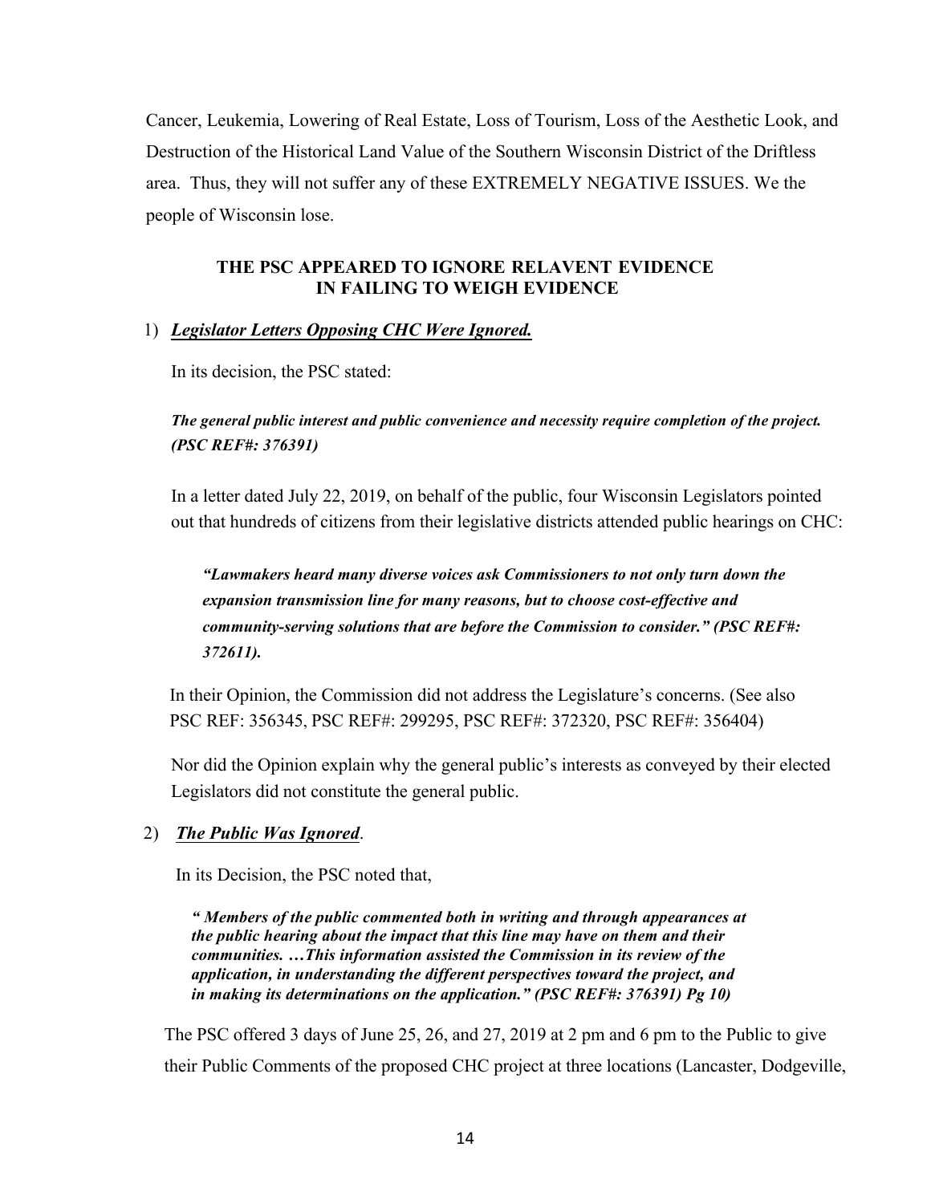Cancer, Leukemia, Lowering of Real Estate, Loss of Tourism, Loss of the Aesthetic Look, and Destruction of the Historical Land Value of the Southern Wisconsin District of the Driftless area. Thus, they will not suffer any of these EXTREMELY NEGATIVE ISSUES. We the people of Wisconsin lose.

## THE PSC APPEARED TO IGNORE RELAVENT EVIDENCE IN FAILING TO WEIGH EVIDENCE

1) ***Legislator Letters Opposing CHC Were Ignored.***

In its decision, the PSC stated:

> ***The general public interest and public convenience and necessity require completion of the project. (PSC REF#: 376391)***

In a letter dated July 22, 2019, on behalf of the public, four Wisconsin Legislators pointed out that hundreds of citizens from their legislative districts attended public hearings on CHC:

> ***"Lawmakers heard many diverse voices ask Commissioners to not only turn down the expansion transmission line for many reasons, but to choose cost-effective and community-serving solutions that are before the Commission to consider." (PSC REF#: 372611).***

In their Opinion, the Commission did not address the Legislature's concerns. (See also PSC REF: 356345, PSC REF#: 299295, PSC REF#: 372320, PSC REF#: 356404)

Nor did the Opinion explain why the general public's interests as conveyed by their elected Legislators did not constitute the general public.

2) ***The Public Was Ignored***.

In its Decision, the PSC noted that,

> ***" Members of the public commented both in writing and through appearances at the public hearing about the impact that this line may have on them and their communities. …This information assisted the Commission in its review of the application, in understanding the different perspectives toward the project, and in making its determinations on the application." (PSC REF#: 376391) Pg 10)***

The PSC offered 3 days of June 25, 26, and 27, 2019 at 2 pm and 6 pm to the Public to give their Public Comments of the proposed CHC project at three locations (Lancaster, Dodgeville,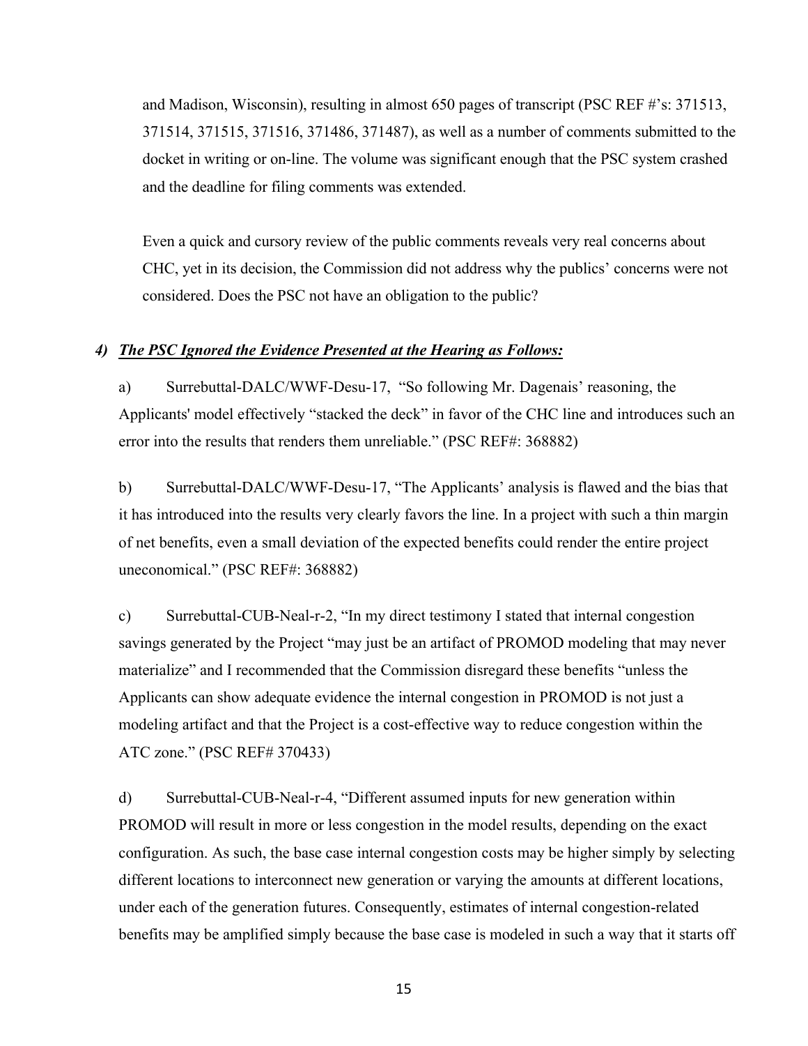and Madison, Wisconsin), resulting in almost 650 pages of transcript (PSC REF #'s: 371513, 371514, 371515, 371516, 371486, 371487), as well as a number of comments submitted to the docket in writing or on-line. The volume was significant enough that the PSC system crashed and the deadline for filing comments was extended.

Even a quick and cursory review of the public comments reveals very real concerns about CHC, yet in its decision, the Commission did not address why the publics' concerns were not considered. Does the PSC not have an obligation to the public?

### ***4) The PSC Ignored the Evidence Presented at the Hearing as Follows:***

a) Surrebuttal-DALC/WWF-Desu-17, "So following Mr. Dagenais' reasoning, the Applicants' model effectively "stacked the deck" in favor of the CHC line and introduces such an error into the results that renders them unreliable." (PSC REF#: 368882)

b) Surrebuttal-DALC/WWF-Desu-17, "The Applicants' analysis is flawed and the bias that it has introduced into the results very clearly favors the line. In a project with such a thin margin of net benefits, even a small deviation of the expected benefits could render the entire project uneconomical." (PSC REF#: 368882)

c) Surrebuttal-CUB-Neal-r-2, "In my direct testimony I stated that internal congestion savings generated by the Project "may just be an artifact of PROMOD modeling that may never materialize" and I recommended that the Commission disregard these benefits "unless the Applicants can show adequate evidence the internal congestion in PROMOD is not just a modeling artifact and that the Project is a cost-effective way to reduce congestion within the ATC zone." (PSC REF# 370433)

d) Surrebuttal-CUB-Neal-r-4, "Different assumed inputs for new generation within PROMOD will result in more or less congestion in the model results, depending on the exact configuration. As such, the base case internal congestion costs may be higher simply by selecting different locations to interconnect new generation or varying the amounts at different locations, under each of the generation futures. Consequently, estimates of internal congestion-related benefits may be amplified simply because the base case is modeled in such a way that it starts off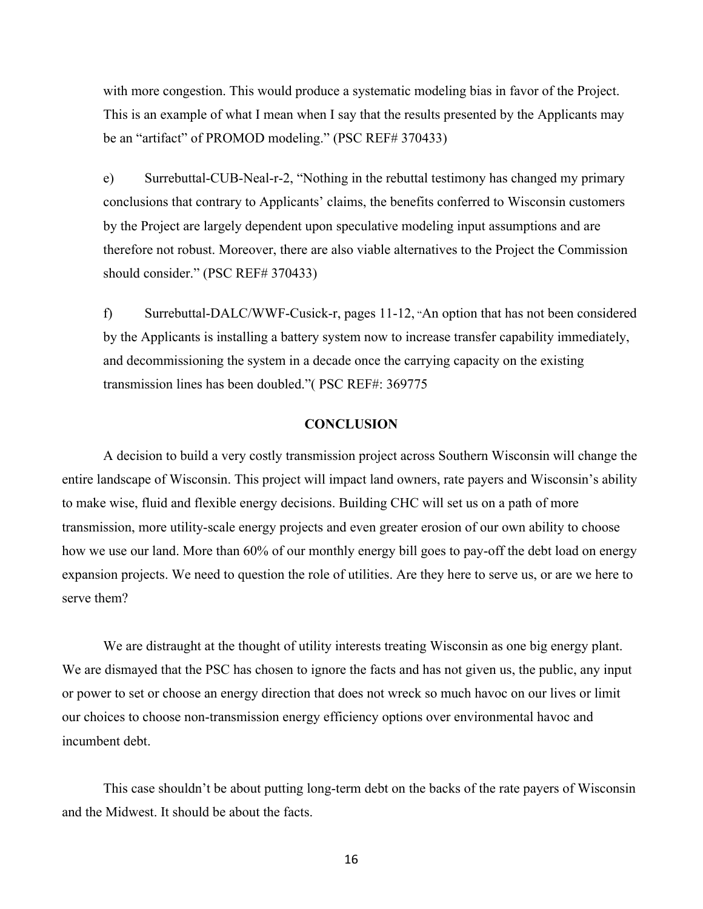with more congestion. This would produce a systematic modeling bias in favor of the Project. This is an example of what I mean when I say that the results presented by the Applicants may be an "artifact" of PROMOD modeling." (PSC REF# 370433)

e) Surrebuttal-CUB-Neal-r-2, "Nothing in the rebuttal testimony has changed my primary conclusions that contrary to Applicants' claims, the benefits conferred to Wisconsin customers by the Project are largely dependent upon speculative modeling input assumptions and are therefore not robust. Moreover, there are also viable alternatives to the Project the Commission should consider." (PSC REF# 370433)

f) Surrebuttal-DALC/WWF-Cusick-r, pages 11-12, "An option that has not been considered by the Applicants is installing a battery system now to increase transfer capability immediately, and decommissioning the system in a decade once the carrying capacity on the existing transmission lines has been doubled."( PSC REF#: 369775

## CONCLUSION

A decision to build a very costly transmission project across Southern Wisconsin will change the entire landscape of Wisconsin. This project will impact land owners, rate payers and Wisconsin's ability to make wise, fluid and flexible energy decisions. Building CHC will set us on a path of more transmission, more utility-scale energy projects and even greater erosion of our own ability to choose how we use our land. More than 60% of our monthly energy bill goes to pay-off the debt load on energy expansion projects. We need to question the role of utilities. Are they here to serve us, or are we here to serve them?

We are distraught at the thought of utility interests treating Wisconsin as one big energy plant. We are dismayed that the PSC has chosen to ignore the facts and has not given us, the public, any input or power to set or choose an energy direction that does not wreck so much havoc on our lives or limit our choices to choose non-transmission energy efficiency options over environmental havoc and incumbent debt.

This case shouldn't be about putting long-term debt on the backs of the rate payers of Wisconsin and the Midwest. It should be about the facts.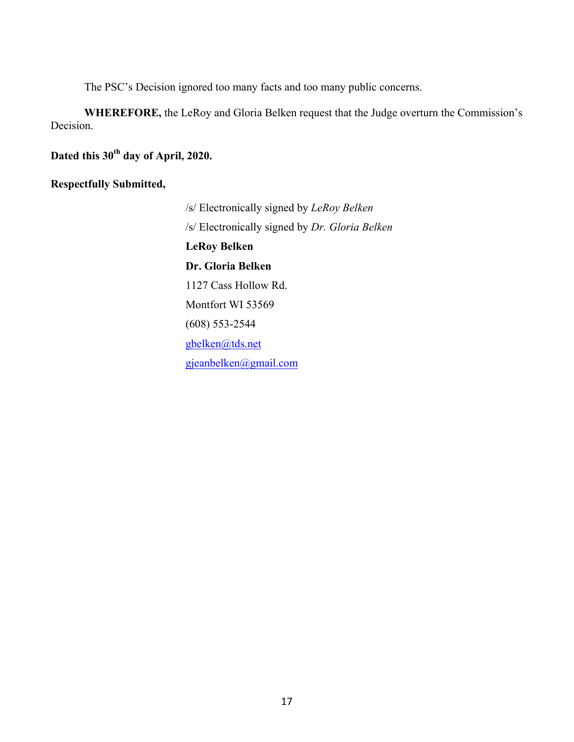The PSC's Decision ignored too many facts and too many public concerns.

**WHEREFORE,** the LeRoy and Gloria Belken request that the Judge overturn the Commission's Decision.

**Dated this 30th day of April, 2020.**

**Respectfully Submitted,**

/s/ Electronically signed by *LeRoy Belken*

/s/ Electronically signed by *Dr. Gloria Belken*

**LeRoy Belken**

**Dr. Gloria Belken**

1127 Cass Hollow Rd.

Montfort WI 53569

(608) 553-2544

gbelken@tds.net

gjeanbelken@gmail.com